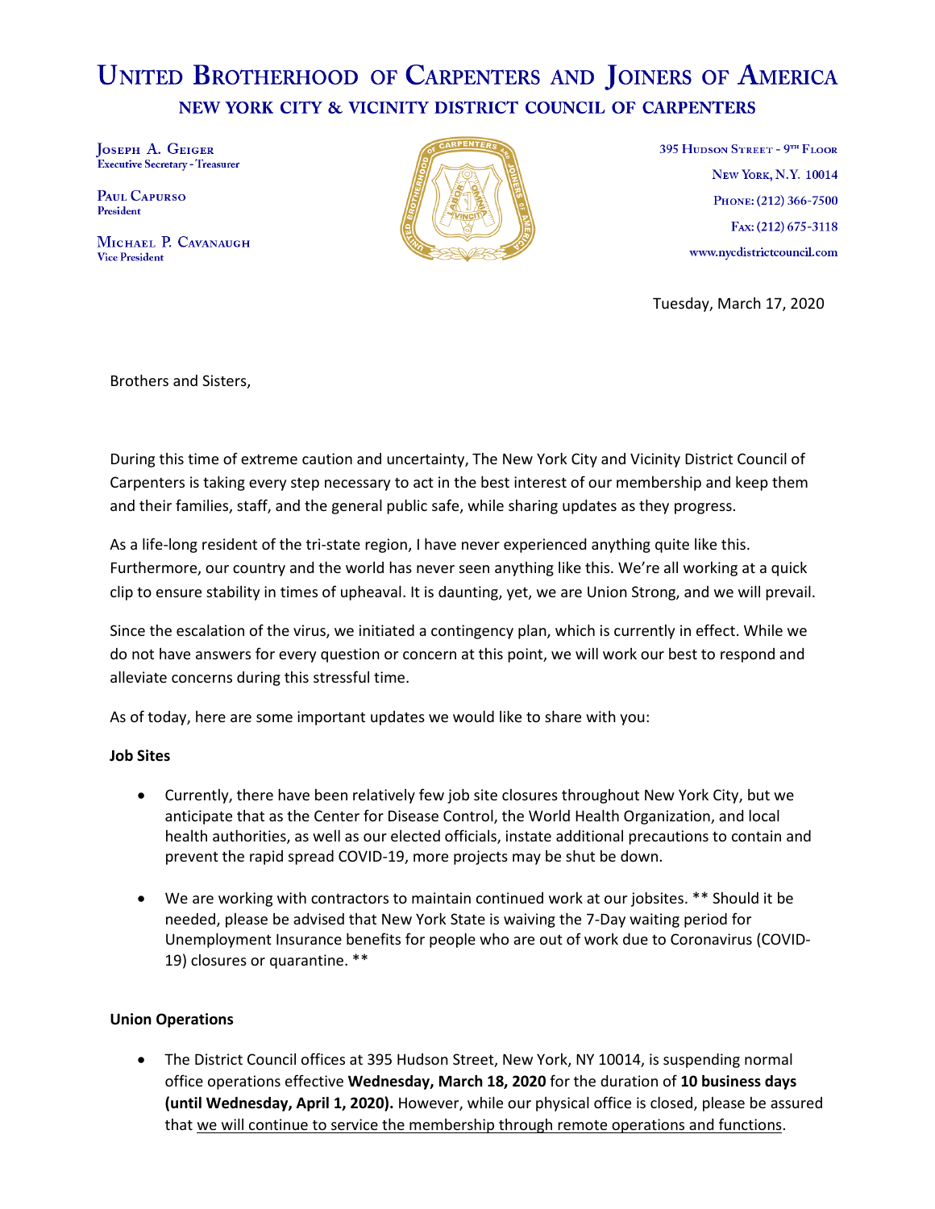# United Brotherhood of Carpenters and Joiners of America

## New York City & Vicinity District Council of Carpenters

**Joseph A. Geiger**
Executive Secretary - Treasurer

**Paul Capurso**
President

**Michael P. Cavanaugh**
Vice President

395 Hudson Street - 9th Floor
New York, N.Y. 10014
Phone: (212) 366-7500
Fax: (212) 675-3118
www.nycdistrictcouncil.com

Tuesday, March 17, 2020

Brothers and Sisters,

During this time of extreme caution and uncertainty, The New York City and Vicinity District Council of Carpenters is taking every step necessary to act in the best interest of our membership and keep them and their families, staff, and the general public safe, while sharing updates as they progress.

As a life-long resident of the tri-state region, I have never experienced anything quite like this. Furthermore, our country and the world has never seen anything like this. We're all working at a quick clip to ensure stability in times of upheaval. It is daunting, yet, we are Union Strong, and we will prevail.

Since the escalation of the virus, we initiated a contingency plan, which is currently in effect. While we do not have answers for every question or concern at this point, we will work our best to respond and alleviate concerns during this stressful time.

As of today, here are some important updates we would like to share with you:

**Job Sites**

- Currently, there have been relatively few job site closures throughout New York City, but we anticipate that as the Center for Disease Control, the World Health Organization, and local health authorities, as well as our elected officials, instate additional precautions to contain and prevent the rapid spread COVID-19, more projects may be shut be down.
- We are working with contractors to maintain continued work at our jobsites. ** Should it be needed, please be advised that New York State is waiving the 7-Day waiting period for Unemployment Insurance benefits for people who are out of work due to Coronavirus (COVID-19) closures or quarantine. **

**Union Operations**

- The District Council offices at 395 Hudson Street, New York, NY 10014, is suspending normal office operations effective **Wednesday, March 18, 2020** for the duration of **10 business days (until Wednesday, April 1, 2020).** However, while our physical office is closed, please be assured that <u>we will continue to service the membership through remote operations and functions</u>.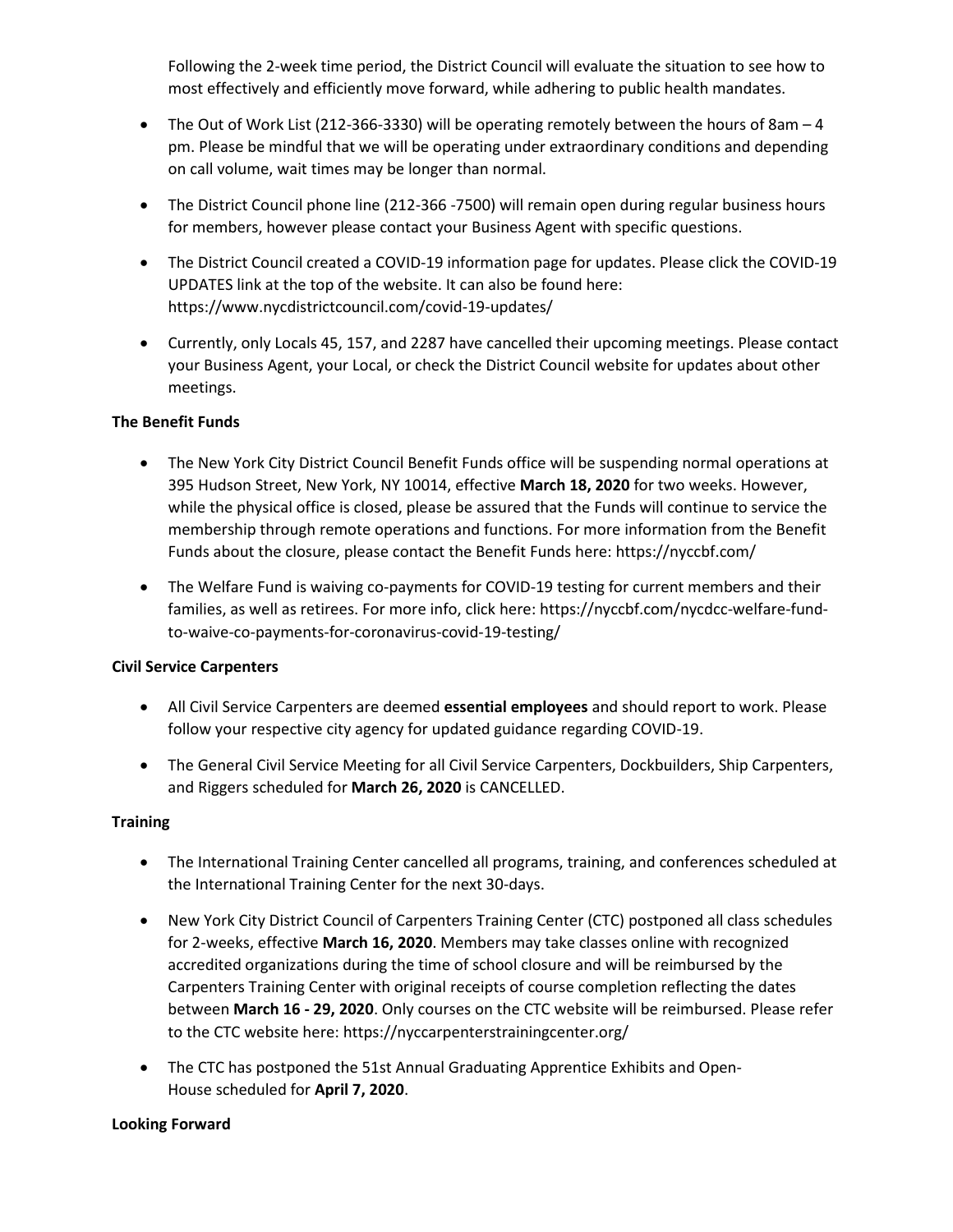Following the 2-week time period, the District Council will evaluate the situation to see how to most effectively and efficiently move forward, while adhering to public health mandates.

- The Out of Work List (212-366-3330) will be operating remotely between the hours of 8am – 4 pm. Please be mindful that we will be operating under extraordinary conditions and depending on call volume, wait times may be longer than normal.
- The District Council phone line (212-366 -7500) will remain open during regular business hours for members, however please contact your Business Agent with specific questions.
- The District Council created a COVID-19 information page for updates. Please click the COVID-19 UPDATES link at the top of the website. It can also be found here: https://www.nycdistrictcouncil.com/covid-19-updates/
- Currently, only Locals 45, 157, and 2287 have cancelled their upcoming meetings. Please contact your Business Agent, your Local, or check the District Council website for updates about other meetings.

**The Benefit Funds**

- The New York City District Council Benefit Funds office will be suspending normal operations at 395 Hudson Street, New York, NY 10014, effective **March 18, 2020** for two weeks. However, while the physical office is closed, please be assured that the Funds will continue to service the membership through remote operations and functions. For more information from the Benefit Funds about the closure, please contact the Benefit Funds here: https://nyccbf.com/
- The Welfare Fund is waiving co-payments for COVID-19 testing for current members and their families, as well as retirees. For more info, click here: https://nyccbf.com/nycdcc-welfare-fund-to-waive-co-payments-for-coronavirus-covid-19-testing/

**Civil Service Carpenters**

- All Civil Service Carpenters are deemed **essential employees** and should report to work. Please follow your respective city agency for updated guidance regarding COVID-19.
- The General Civil Service Meeting for all Civil Service Carpenters, Dockbuilders, Ship Carpenters, and Riggers scheduled for **March 26, 2020** is CANCELLED.

**Training**

- The International Training Center cancelled all programs, training, and conferences scheduled at the International Training Center for the next 30-days.
- New York City District Council of Carpenters Training Center (CTC) postponed all class schedules for 2-weeks, effective **March 16, 2020**. Members may take classes online with recognized accredited organizations during the time of school closure and will be reimbursed by the Carpenters Training Center with original receipts of course completion reflecting the dates between **March 16 - 29, 2020**. Only courses on the CTC website will be reimbursed. Please refer to the CTC website here: https://nyccarpenterstrainingcenter.org/
- The CTC has postponed the 51st Annual Graduating Apprentice Exhibits and Open-House scheduled for **April 7, 2020**.

**Looking Forward**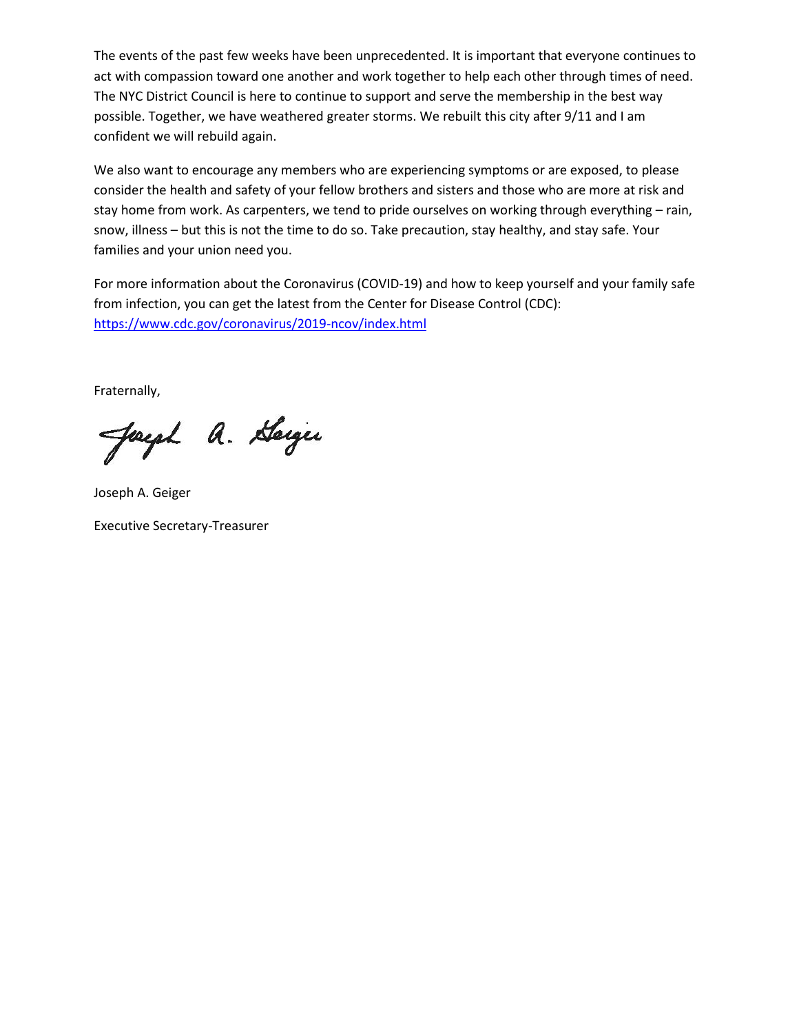The events of the past few weeks have been unprecedented. It is important that everyone continues to act with compassion toward one another and work together to help each other through times of need. The NYC District Council is here to continue to support and serve the membership in the best way possible. Together, we have weathered greater storms. We rebuilt this city after 9/11 and I am confident we will rebuild again.

We also want to encourage any members who are experiencing symptoms or are exposed, to please consider the health and safety of your fellow brothers and sisters and those who are more at risk and stay home from work. As carpenters, we tend to pride ourselves on working through everything – rain, snow, illness – but this is not the time to do so. Take precaution, stay healthy, and stay safe. Your families and your union need you.

For more information about the Coronavirus (COVID-19) and how to keep yourself and your family safe from infection, you can get the latest from the Center for Disease Control (CDC): [https://www.cdc.gov/coronavirus/2019-ncov/index.html](https://www.cdc.gov/coronavirus/2019-ncov/index.html)

Fraternally,

Joseph A. Geiger

Executive Secretary-Treasurer